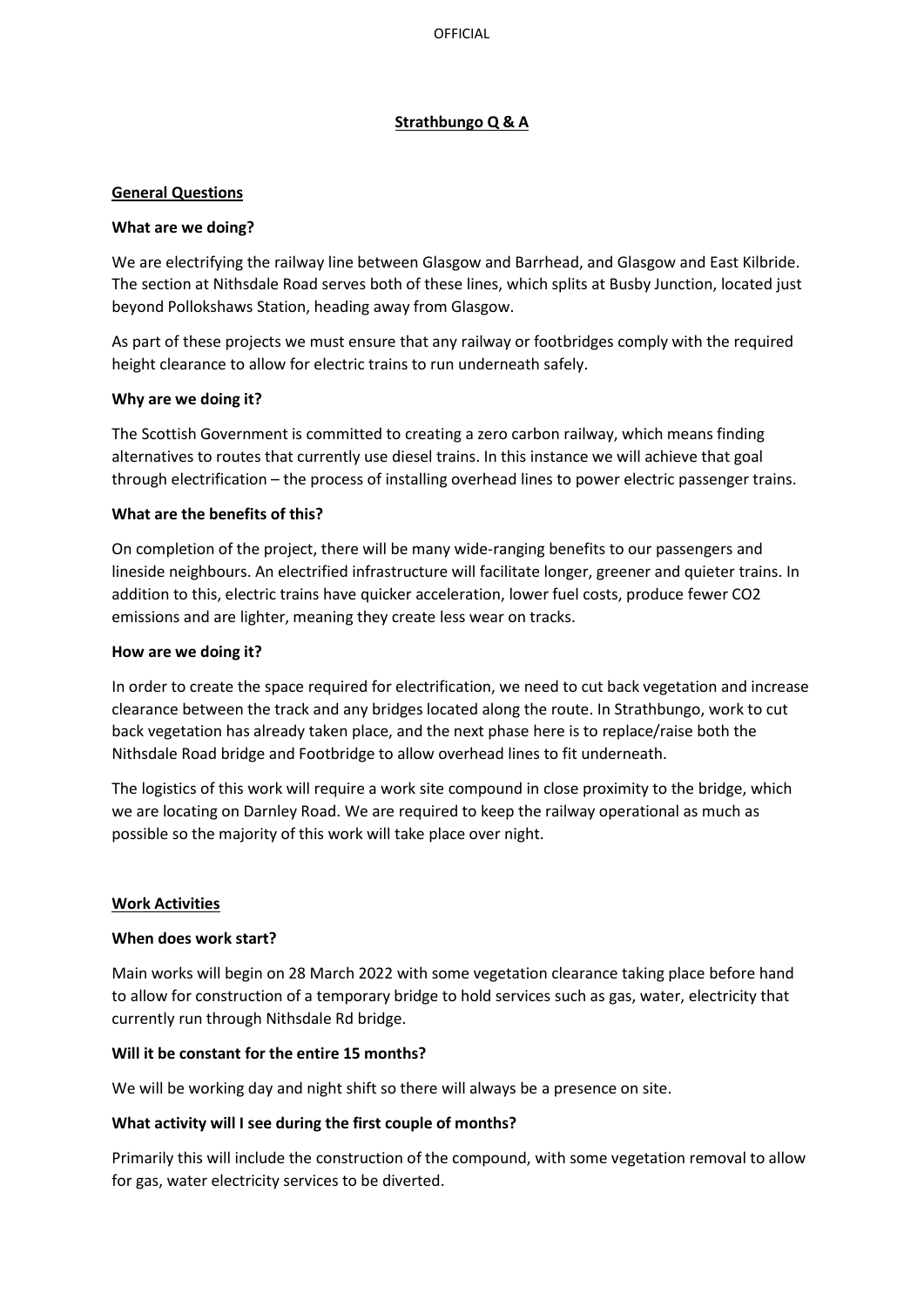# Strathbungo Q & A

## General Questions

### What are we doing?

We are electrifying the railway line between Glasgow and Barrhead, and Glasgow and East Kilbride. The section at Nithsdale Road serves both of these lines, which splits at Busby Junction, located just beyond Pollokshaws Station, heading away from Glasgow.

As part of these projects we must ensure that any railway or footbridges comply with the required height clearance to allow for electric trains to run underneath safely.

### Why are we doing it?

The Scottish Government is committed to creating a zero carbon railway, which means finding alternatives to routes that currently use diesel trains. In this instance we will achieve that goal through electrification – the process of installing overhead lines to power electric passenger trains.

### What are the benefits of this?

On completion of the project, there will be many wide-ranging benefits to our passengers and lineside neighbours. An electrified infrastructure will facilitate longer, greener and quieter trains. In addition to this, electric trains have quicker acceleration, lower fuel costs, produce fewer $CO_2$ emissions and are lighter, meaning they create less wear on tracks.

### How are we doing it?

In order to create the space required for electrification, we need to cut back vegetation and increase clearance between the track and any bridges located along the route. In Strathbungo, work to cut back vegetation has already taken place, and the next phase here is to replace/raise both the Nithsdale Road bridge and Footbridge to allow overhead lines to fit underneath.

The logistics of this work will require a work site compound in close proximity to the bridge, which we are locating on Darnley Road. We are required to keep the railway operational as much as possible so the majority of this work will take place over night.

## Work Activities

### When does work start?

Main works will begin on 28 March 2022 with some vegetation clearance taking place before hand to allow for construction of a temporary bridge to hold services such as gas, water, electricity that currently run through Nithsdale Rd bridge.

### Will it be constant for the entire 15 months?

We will be working day and night shift so there will always be a presence on site.

### What activity will I see during the first couple of months?

Primarily this will include the construction of the compound, with some vegetation removal to allow for gas, water electricity services to be diverted.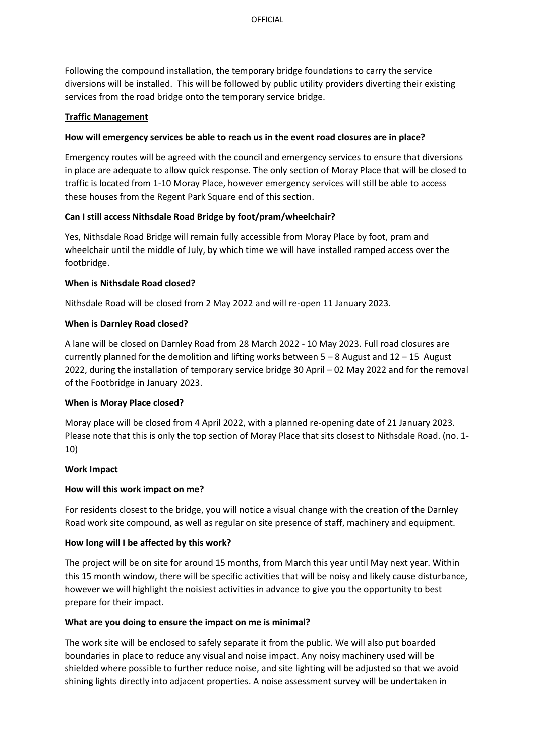Following the compound installation, the temporary bridge foundations to carry the service diversions will be installed. This will be followed by public utility providers diverting their existing services from the road bridge onto the temporary service bridge.

## Traffic Management

**How will emergency services be able to reach us in the event road closures are in place?**

Emergency routes will be agreed with the council and emergency services to ensure that diversions in place are adequate to allow quick response. The only section of Moray Place that will be closed to traffic is located from 1-10 Moray Place, however emergency services will still be able to access these houses from the Regent Park Square end of this section.

**Can I still access Nithsdale Road Bridge by foot/pram/wheelchair?**

Yes, Nithsdale Road Bridge will remain fully accessible from Moray Place by foot, pram and wheelchair until the middle of July, by which time we will have installed ramped access over the footbridge.

**When is Nithsdale Road closed?**

Nithsdale Road will be closed from 2 May 2022 and will re-open 11 January 2023.

**When is Darnley Road closed?**

A lane will be closed on Darnley Road from 28 March 2022 - 10 May 2023. Full road closures are currently planned for the demolition and lifting works between 5 – 8 August and 12 – 15 August 2022, during the installation of temporary service bridge 30 April – 02 May 2022 and for the removal of the Footbridge in January 2023.

**When is Moray Place closed?**

Moray place will be closed from 4 April 2022, with a planned re-opening date of 21 January 2023. Please note that this is only the top section of Moray Place that sits closest to Nithsdale Road. (no. 1-10)

## Work Impact

**How will this work impact on me?**

For residents closest to the bridge, you will notice a visual change with the creation of the Darnley Road work site compound, as well as regular on site presence of staff, machinery and equipment.

**How long will I be affected by this work?**

The project will be on site for around 15 months, from March this year until May next year. Within this 15 month window, there will be specific activities that will be noisy and likely cause disturbance, however we will highlight the noisiest activities in advance to give you the opportunity to best prepare for their impact.

**What are you doing to ensure the impact on me is minimal?**

The work site will be enclosed to safely separate it from the public. We will also put boarded boundaries in place to reduce any visual and noise impact. Any noisy machinery used will be shielded where possible to further reduce noise, and site lighting will be adjusted so that we avoid shining lights directly into adjacent properties. A noise assessment survey will be undertaken in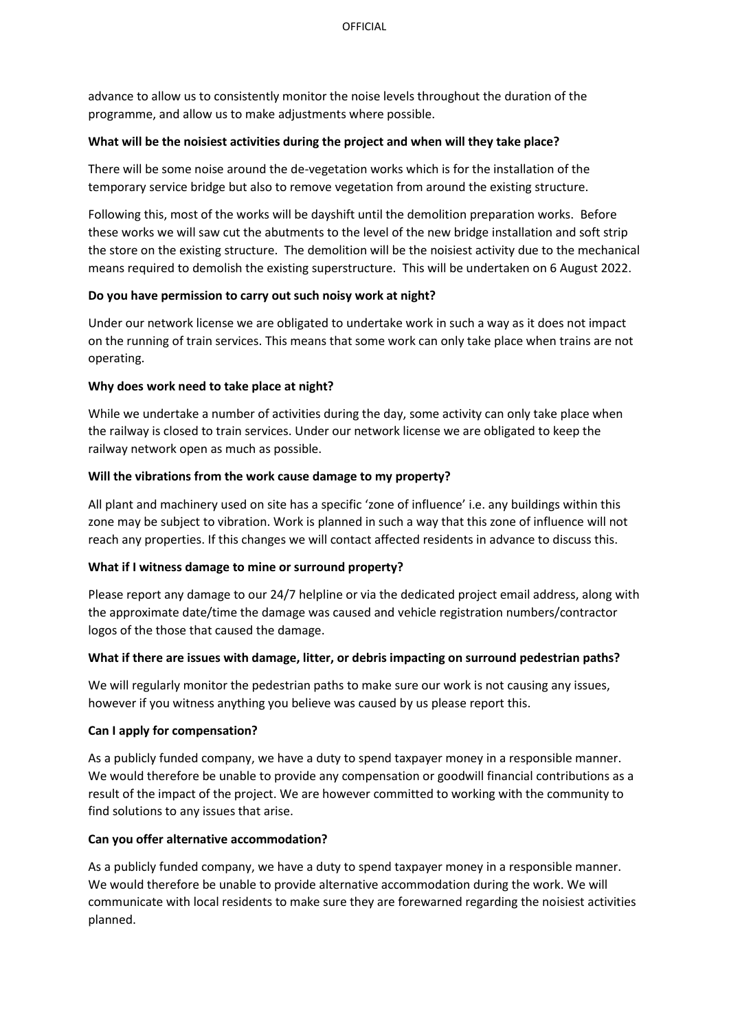advance to allow us to consistently monitor the noise levels throughout the duration of the programme, and allow us to make adjustments where possible.

**What will be the noisiest activities during the project and when will they take place?**

There will be some noise around the de-vegetation works which is for the installation of the temporary service bridge but also to remove vegetation from around the existing structure.

Following this, most of the works will be dayshift until the demolition preparation works. Before these works we will saw cut the abutments to the level of the new bridge installation and soft strip the store on the existing structure. The demolition will be the noisiest activity due to the mechanical means required to demolish the existing superstructure. This will be undertaken on 6 August 2022.

**Do you have permission to carry out such noisy work at night?**

Under our network license we are obligated to undertake work in such a way as it does not impact on the running of train services. This means that some work can only take place when trains are not operating.

**Why does work need to take place at night?**

While we undertake a number of activities during the day, some activity can only take place when the railway is closed to train services. Under our network license we are obligated to keep the railway network open as much as possible.

**Will the vibrations from the work cause damage to my property?**

All plant and machinery used on site has a specific 'zone of influence' i.e. any buildings within this zone may be subject to vibration. Work is planned in such a way that this zone of influence will not reach any properties. If this changes we will contact affected residents in advance to discuss this.

**What if I witness damage to mine or surround property?**

Please report any damage to our 24/7 helpline or via the dedicated project email address, along with the approximate date/time the damage was caused and vehicle registration numbers/contractor logos of the those that caused the damage.

**What if there are issues with damage, litter, or debris impacting on surround pedestrian paths?**

We will regularly monitor the pedestrian paths to make sure our work is not causing any issues, however if you witness anything you believe was caused by us please report this.

**Can I apply for compensation?**

As a publicly funded company, we have a duty to spend taxpayer money in a responsible manner. We would therefore be unable to provide any compensation or goodwill financial contributions as a result of the impact of the project. We are however committed to working with the community to find solutions to any issues that arise.

**Can you offer alternative accommodation?**

As a publicly funded company, we have a duty to spend taxpayer money in a responsible manner. We would therefore be unable to provide alternative accommodation during the work. We will communicate with local residents to make sure they are forewarned regarding the noisiest activities planned.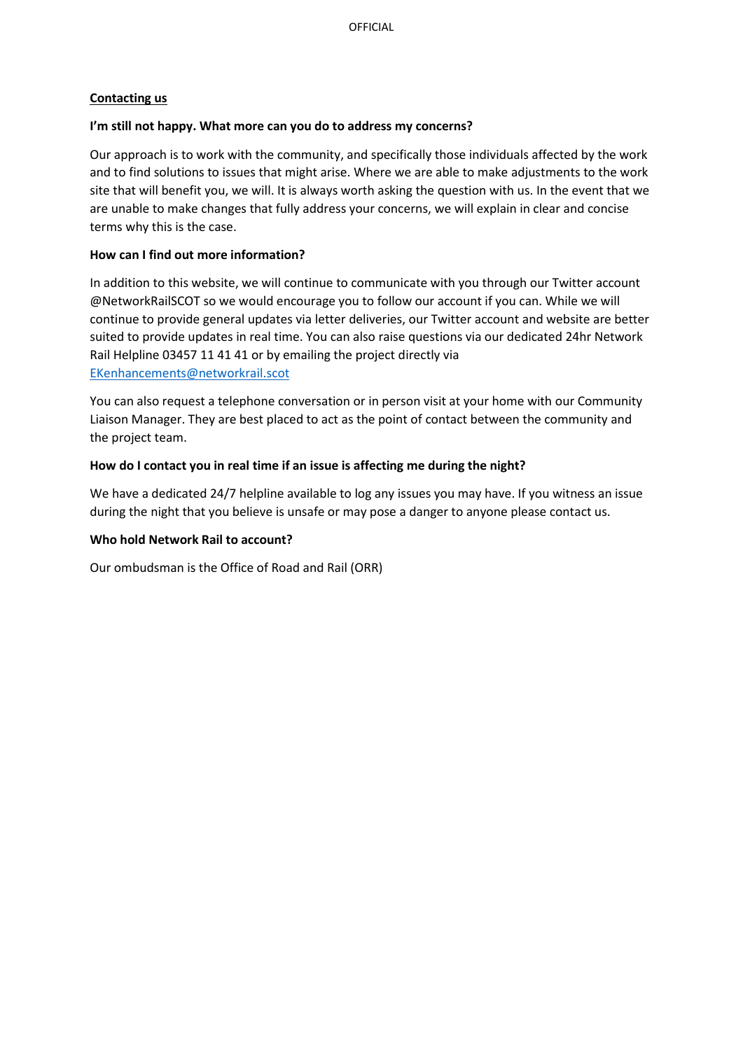## <u>Contacting us</u>

**I'm still not happy. What more can you do to address my concerns?**

Our approach is to work with the community, and specifically those individuals affected by the work and to find solutions to issues that might arise. Where we are able to make adjustments to the work site that will benefit you, we will. It is always worth asking the question with us. In the event that we are unable to make changes that fully address your concerns, we will explain in clear and concise terms why this is the case.

**How can I find out more information?**

In addition to this website, we will continue to communicate with you through our Twitter account @NetworkRailSCOT so we would encourage you to follow our account if you can. While we will continue to provide general updates via letter deliveries, our Twitter account and website are better suited to provide updates in real time. You can also raise questions via our dedicated 24hr Network Rail Helpline 03457 11 41 41 or by emailing the project directly via EKenhancements@networkrail.scot

You can also request a telephone conversation or in person visit at your home with our Community Liaison Manager. They are best placed to act as the point of contact between the community and the project team.

**How do I contact you in real time if an issue is affecting me during the night?**

We have a dedicated 24/7 helpline available to log any issues you may have. If you witness an issue during the night that you believe is unsafe or may pose a danger to anyone please contact us.

**Who hold Network Rail to account?**

Our ombudsman is the Office of Road and Rail (ORR)